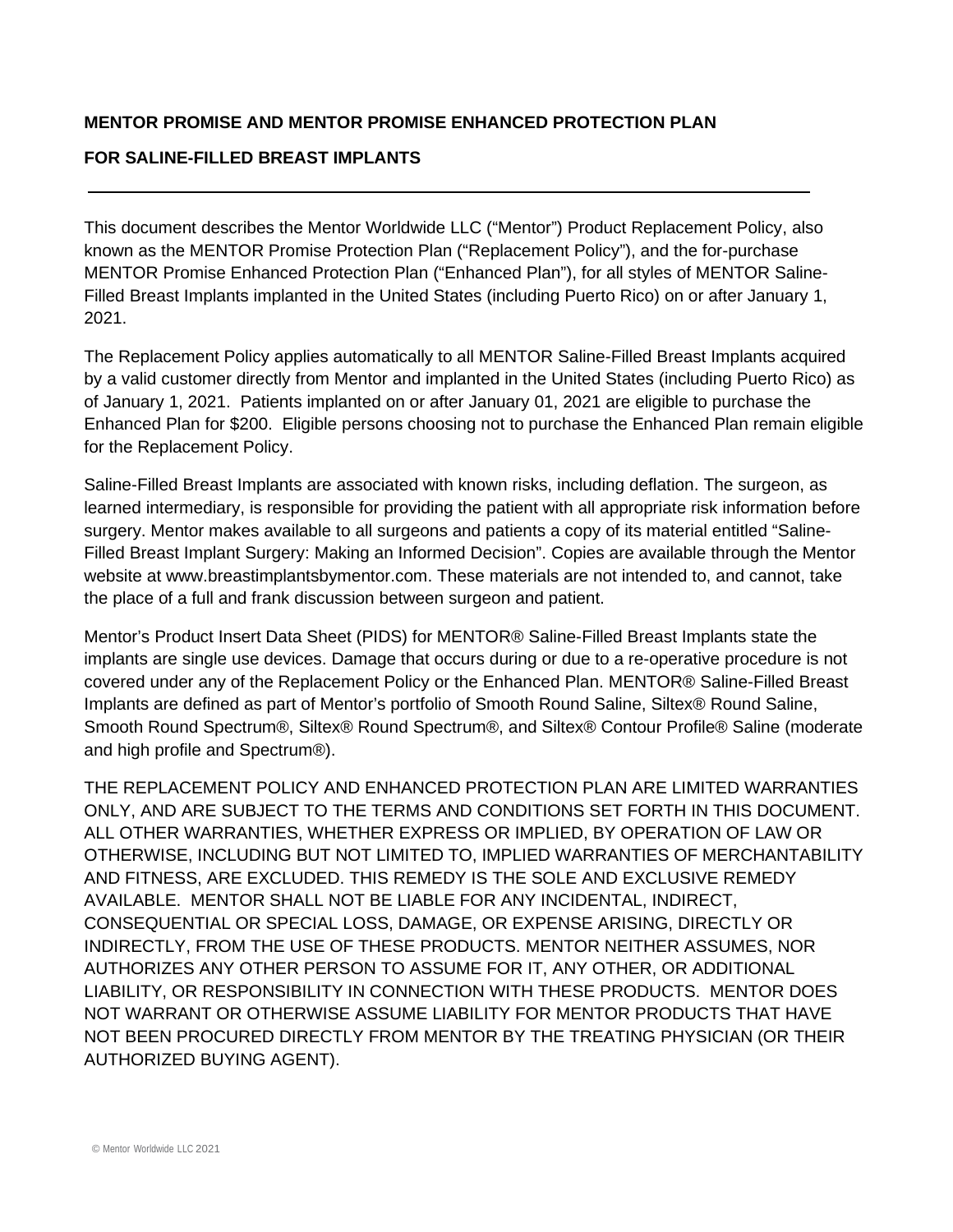**MENTOR PROMISE AND MENTOR PROMISE ENHANCED PROTECTION PLAN**

**FOR SALINE-FILLED BREAST IMPLANTS**

---

This document describes the Mentor Worldwide LLC ("Mentor") Product Replacement Policy, also known as the MENTOR Promise Protection Plan ("Replacement Policy"), and the for-purchase MENTOR Promise Enhanced Protection Plan ("Enhanced Plan"), for all styles of MENTOR Saline-Filled Breast Implants implanted in the United States (including Puerto Rico) on or after January 1, 2021.

The Replacement Policy applies automatically to all MENTOR Saline-Filled Breast Implants acquired by a valid customer directly from Mentor and implanted in the United States (including Puerto Rico) as of January 1, 2021. Patients implanted on or after January 01, 2021 are eligible to purchase the Enhanced Plan for $200. Eligible persons choosing not to purchase the Enhanced Plan remain eligible for the Replacement Policy.

Saline-Filled Breast Implants are associated with known risks, including deflation. The surgeon, as learned intermediary, is responsible for providing the patient with all appropriate risk information before surgery. Mentor makes available to all surgeons and patients a copy of its material entitled "Saline-Filled Breast Implant Surgery: Making an Informed Decision". Copies are available through the Mentor website at www.breastimplantsbymentor.com. These materials are not intended to, and cannot, take the place of a full and frank discussion between surgeon and patient.

Mentor's Product Insert Data Sheet (PIDS) for MENTOR® Saline-Filled Breast Implants state the implants are single use devices. Damage that occurs during or due to a re-operative procedure is not covered under any of the Replacement Policy or the Enhanced Plan. MENTOR® Saline-Filled Breast Implants are defined as part of Mentor's portfolio of Smooth Round Saline, Siltex® Round Saline, Smooth Round Spectrum®, Siltex® Round Spectrum®, and Siltex® Contour Profile® Saline (moderate and high profile and Spectrum®).

THE REPLACEMENT POLICY AND ENHANCED PROTECTION PLAN ARE LIMITED WARRANTIES ONLY, AND ARE SUBJECT TO THE TERMS AND CONDITIONS SET FORTH IN THIS DOCUMENT. ALL OTHER WARRANTIES, WHETHER EXPRESS OR IMPLIED, BY OPERATION OF LAW OR OTHERWISE, INCLUDING BUT NOT LIMITED TO, IMPLIED WARRANTIES OF MERCHANTABILITY AND FITNESS, ARE EXCLUDED. THIS REMEDY IS THE SOLE AND EXCLUSIVE REMEDY AVAILABLE. MENTOR SHALL NOT BE LIABLE FOR ANY INCIDENTAL, INDIRECT, CONSEQUENTIAL OR SPECIAL LOSS, DAMAGE, OR EXPENSE ARISING, DIRECTLY OR INDIRECTLY, FROM THE USE OF THESE PRODUCTS. MENTOR NEITHER ASSUMES, NOR AUTHORIZES ANY OTHER PERSON TO ASSUME FOR IT, ANY OTHER, OR ADDITIONAL LIABILITY, OR RESPONSIBILITY IN CONNECTION WITH THESE PRODUCTS. MENTOR DOES NOT WARRANT OR OTHERWISE ASSUME LIABILITY FOR MENTOR PRODUCTS THAT HAVE NOT BEEN PROCURED DIRECTLY FROM MENTOR BY THE TREATING PHYSICIAN (OR THEIR AUTHORIZED BUYING AGENT).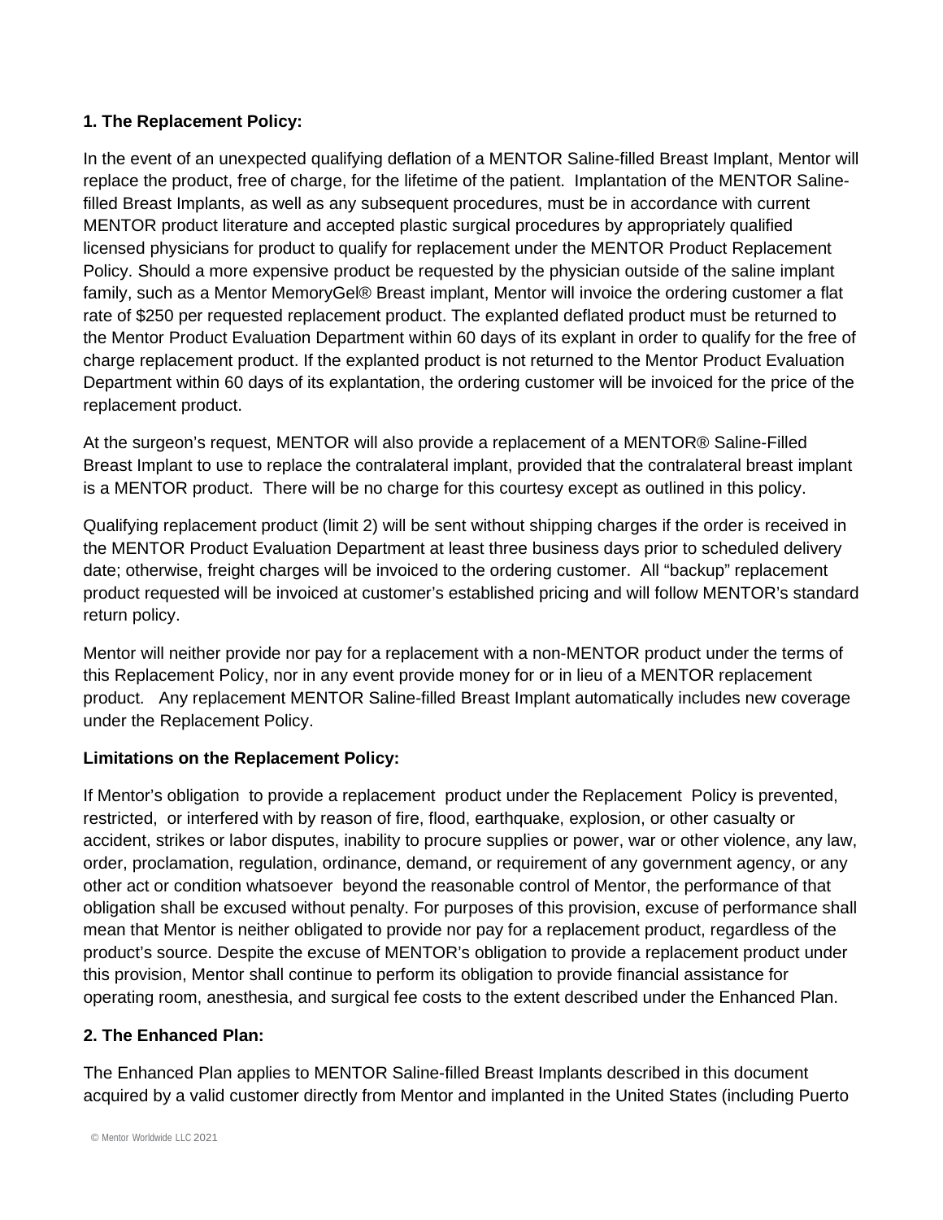## 1. The Replacement Policy:

In the event of an unexpected qualifying deflation of a MENTOR Saline-filled Breast Implant, Mentor will replace the product, free of charge, for the lifetime of the patient. Implantation of the MENTOR Saline-filled Breast Implants, as well as any subsequent procedures, must be in accordance with current MENTOR product literature and accepted plastic surgical procedures by appropriately qualified licensed physicians for product to qualify for replacement under the MENTOR Product Replacement Policy. Should a more expensive product be requested by the physician outside of the saline implant family, such as a Mentor MemoryGel® Breast implant, Mentor will invoice the ordering customer a flat rate of $250 per requested replacement product. The explanted deflated product must be returned to the Mentor Product Evaluation Department within 60 days of its explant in order to qualify for the free of charge replacement product. If the explanted product is not returned to the Mentor Product Evaluation Department within 60 days of its explantation, the ordering customer will be invoiced for the price of the replacement product.

At the surgeon's request, MENTOR will also provide a replacement of a MENTOR® Saline-Filled Breast Implant to use to replace the contralateral implant, provided that the contralateral breast implant is a MENTOR product. There will be no charge for this courtesy except as outlined in this policy.

Qualifying replacement product (limit 2) will be sent without shipping charges if the order is received in the MENTOR Product Evaluation Department at least three business days prior to scheduled delivery date; otherwise, freight charges will be invoiced to the ordering customer. All "backup" replacement product requested will be invoiced at customer's established pricing and will follow MENTOR's standard return policy.

Mentor will neither provide nor pay for a replacement with a non-MENTOR product under the terms of this Replacement Policy, nor in any event provide money for or in lieu of a MENTOR replacement product. Any replacement MENTOR Saline-filled Breast Implant automatically includes new coverage under the Replacement Policy.

### Limitations on the Replacement Policy:

If Mentor's obligation to provide a replacement product under the Replacement Policy is prevented, restricted, or interfered with by reason of fire, flood, earthquake, explosion, or other casualty or accident, strikes or labor disputes, inability to procure supplies or power, war or other violence, any law, order, proclamation, regulation, ordinance, demand, or requirement of any government agency, or any other act or condition whatsoever beyond the reasonable control of Mentor, the performance of that obligation shall be excused without penalty. For purposes of this provision, excuse of performance shall mean that Mentor is neither obligated to provide nor pay for a replacement product, regardless of the product's source. Despite the excuse of MENTOR's obligation to provide a replacement product under this provision, Mentor shall continue to perform its obligation to provide financial assistance for operating room, anesthesia, and surgical fee costs to the extent described under the Enhanced Plan.

## 2. The Enhanced Plan:

The Enhanced Plan applies to MENTOR Saline-filled Breast Implants described in this document acquired by a valid customer directly from Mentor and implanted in the United States (including Puerto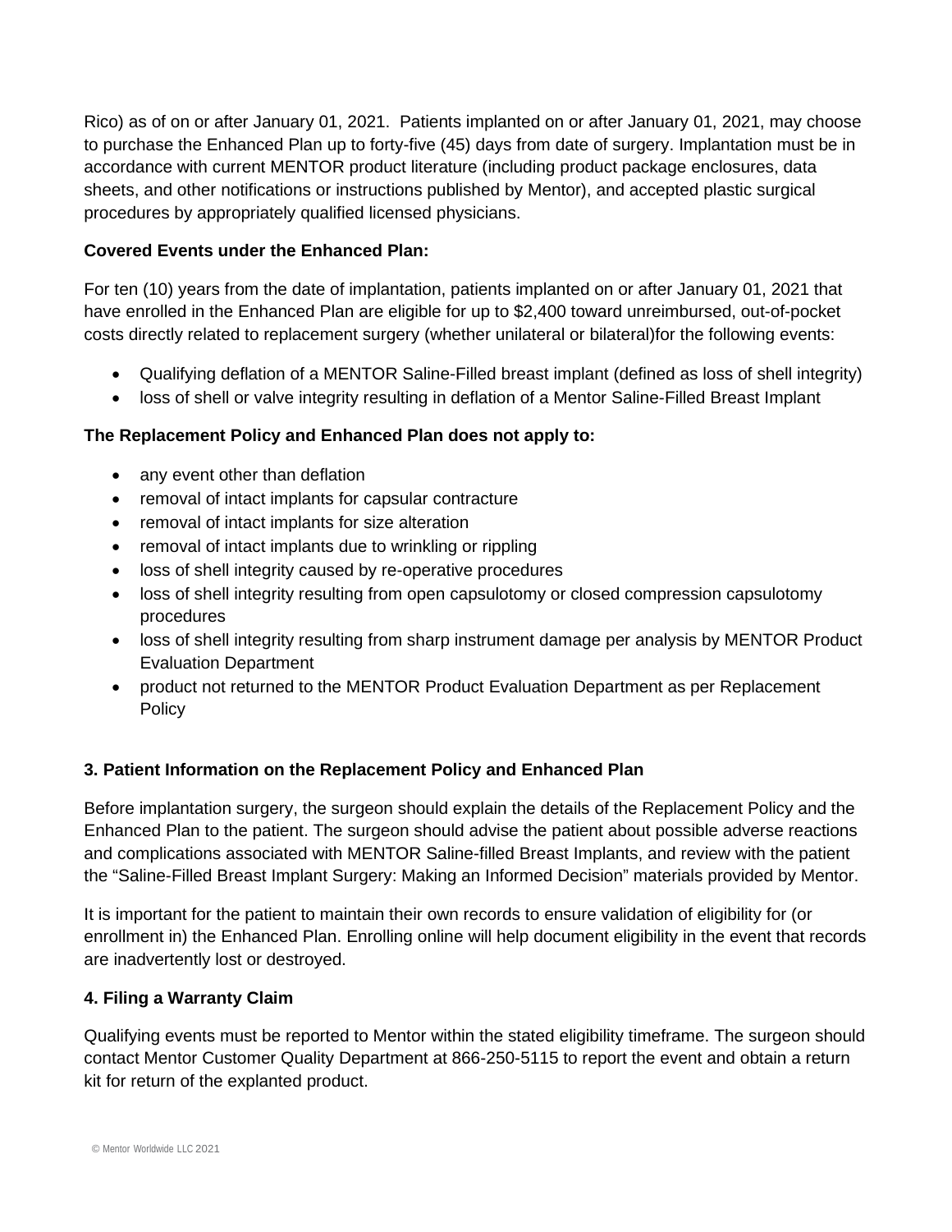Rico) as of on or after January 01, 2021. Patients implanted on or after January 01, 2021, may choose to purchase the Enhanced Plan up to forty-five (45) days from date of surgery. Implantation must be in accordance with current MENTOR product literature (including product package enclosures, data sheets, and other notifications or instructions published by Mentor), and accepted plastic surgical procedures by appropriately qualified licensed physicians.

**Covered Events under the Enhanced Plan:**

For ten (10) years from the date of implantation, patients implanted on or after January 01, 2021 that have enrolled in the Enhanced Plan are eligible for up to $2,400 toward unreimbursed, out-of-pocket costs directly related to replacement surgery (whether unilateral or bilateral)for the following events:

- Qualifying deflation of a MENTOR Saline-Filled breast implant (defined as loss of shell integrity)
- loss of shell or valve integrity resulting in deflation of a Mentor Saline-Filled Breast Implant

**The Replacement Policy and Enhanced Plan does not apply to:**

- any event other than deflation
- removal of intact implants for capsular contracture
- removal of intact implants for size alteration
- removal of intact implants due to wrinkling or rippling
- loss of shell integrity caused by re-operative procedures
- loss of shell integrity resulting from open capsulotomy or closed compression capsulotomy procedures
- loss of shell integrity resulting from sharp instrument damage per analysis by MENTOR Product Evaluation Department
- product not returned to the MENTOR Product Evaluation Department as per Replacement Policy

### 3. Patient Information on the Replacement Policy and Enhanced Plan

Before implantation surgery, the surgeon should explain the details of the Replacement Policy and the Enhanced Plan to the patient. The surgeon should advise the patient about possible adverse reactions and complications associated with MENTOR Saline-filled Breast Implants, and review with the patient the "Saline-Filled Breast Implant Surgery: Making an Informed Decision" materials provided by Mentor.

It is important for the patient to maintain their own records to ensure validation of eligibility for (or enrollment in) the Enhanced Plan. Enrolling online will help document eligibility in the event that records are inadvertently lost or destroyed.

### 4. Filing a Warranty Claim

Qualifying events must be reported to Mentor within the stated eligibility timeframe. The surgeon should contact Mentor Customer Quality Department at 866-250-5115 to report the event and obtain a return kit for return of the explanted product.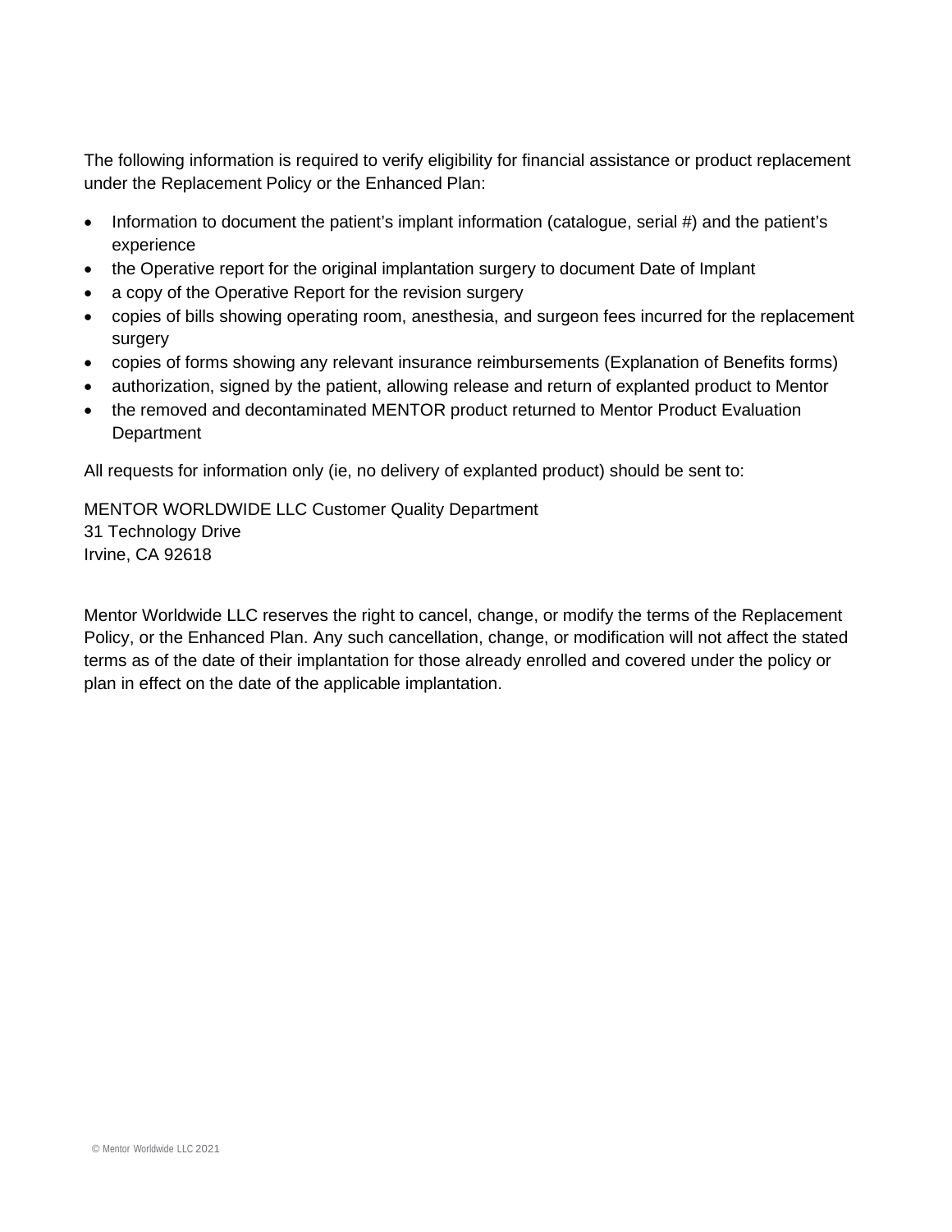The following information is required to verify eligibility for financial assistance or product replacement under the Replacement Policy or the Enhanced Plan:

- Information to document the patient's implant information (catalogue, serial #) and the patient's experience
- the Operative report for the original implantation surgery to document Date of Implant
- a copy of the Operative Report for the revision surgery
- copies of bills showing operating room, anesthesia, and surgeon fees incurred for the replacement surgery
- copies of forms showing any relevant insurance reimbursements (Explanation of Benefits forms)
- authorization, signed by the patient, allowing release and return of explanted product to Mentor
- the removed and decontaminated MENTOR product returned to Mentor Product Evaluation Department

All requests for information only (ie, no delivery of explanted product) should be sent to:

MENTOR WORLDWIDE LLC Customer Quality Department
31 Technology Drive
Irvine, CA 92618

Mentor Worldwide LLC reserves the right to cancel, change, or modify the terms of the Replacement Policy, or the Enhanced Plan. Any such cancellation, change, or modification will not affect the stated terms as of the date of their implantation for those already enrolled and covered under the policy or plan in effect on the date of the applicable implantation.

© Mentor Worldwide LLC 2021